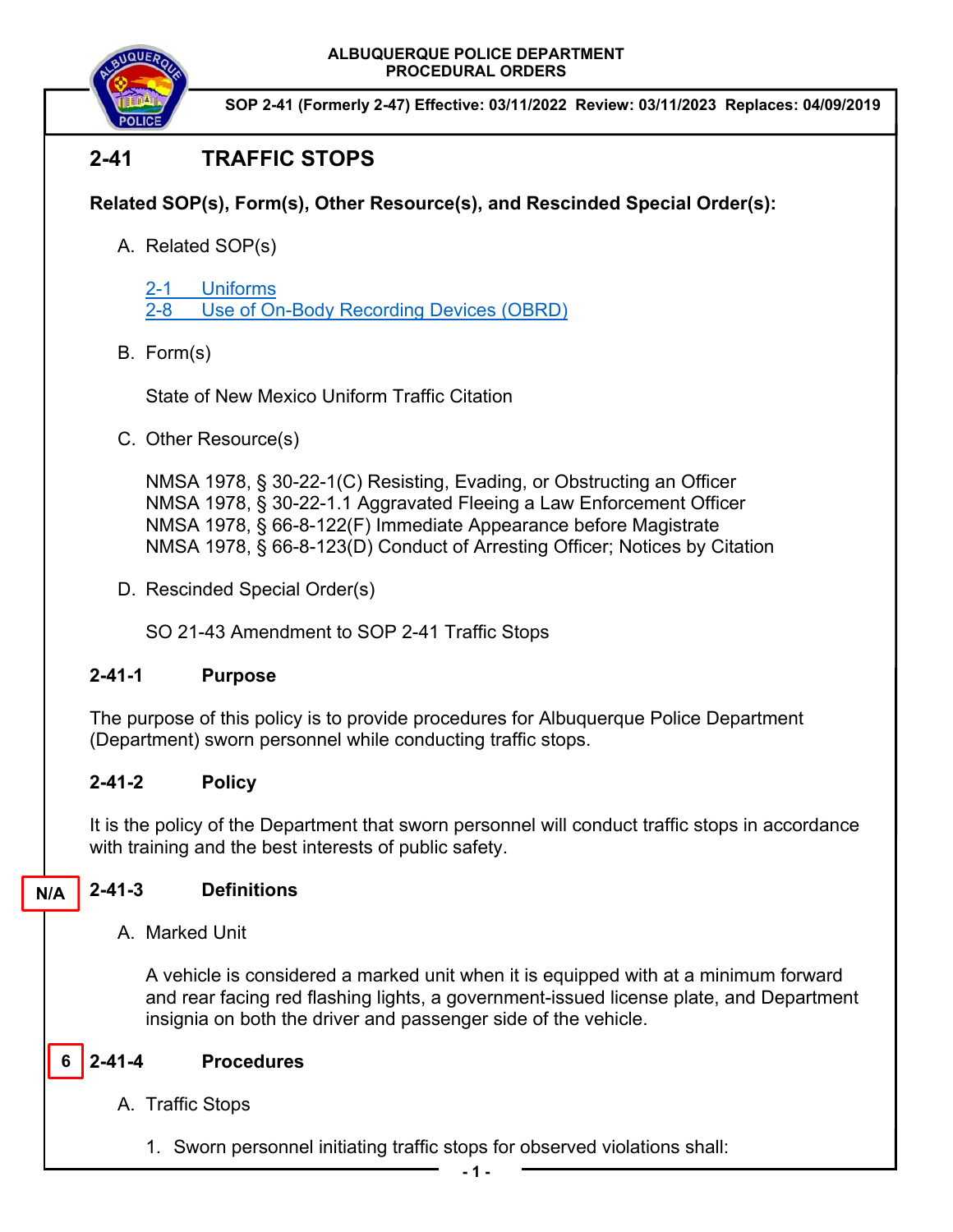ALBUQUERQUE POLICE DEPARTMENT
PROCEDURAL ORDERS

SOP 2-41 (Formerly 2-47) Effective: 03/11/2022 Review: 03/11/2023 Replaces: 04/09/2019

# 2-41 TRAFFIC STOPS

**Related SOP(s), Form(s), Other Resource(s), and Rescinded Special Order(s):**

A. Related SOP(s)

   2-1 Uniforms
   2-8 Use of On-Body Recording Devices (OBRD)

B. Form(s)

   State of New Mexico Uniform Traffic Citation

C. Other Resource(s)

   NMSA 1978, § 30-22-1(C) Resisting, Evading, or Obstructing an Officer
   NMSA 1978, § 30-22-1.1 Aggravated Fleeing a Law Enforcement Officer
   NMSA 1978, § 66-8-122(F) Immediate Appearance before Magistrate
   NMSA 1978, § 66-8-123(D) Conduct of Arresting Officer; Notices by Citation

D. Rescinded Special Order(s)

   SO 21-43 Amendment to SOP 2-41 Traffic Stops

## 2-41-1 Purpose

The purpose of this policy is to provide procedures for Albuquerque Police Department (Department) sworn personnel while conducting traffic stops.

## 2-41-2 Policy

It is the policy of the Department that sworn personnel will conduct traffic stops in accordance with training and the best interests of public safety.

## N/A 2-41-3 Definitions

A. Marked Unit

   A vehicle is considered a marked unit when it is equipped with at a minimum forward and rear facing red flashing lights, a government-issued license plate, and Department insignia on both the driver and passenger side of the vehicle.

## 6 2-41-4 Procedures

A. Traffic Stops

   1. Sworn personnel initiating traffic stops for observed violations shall: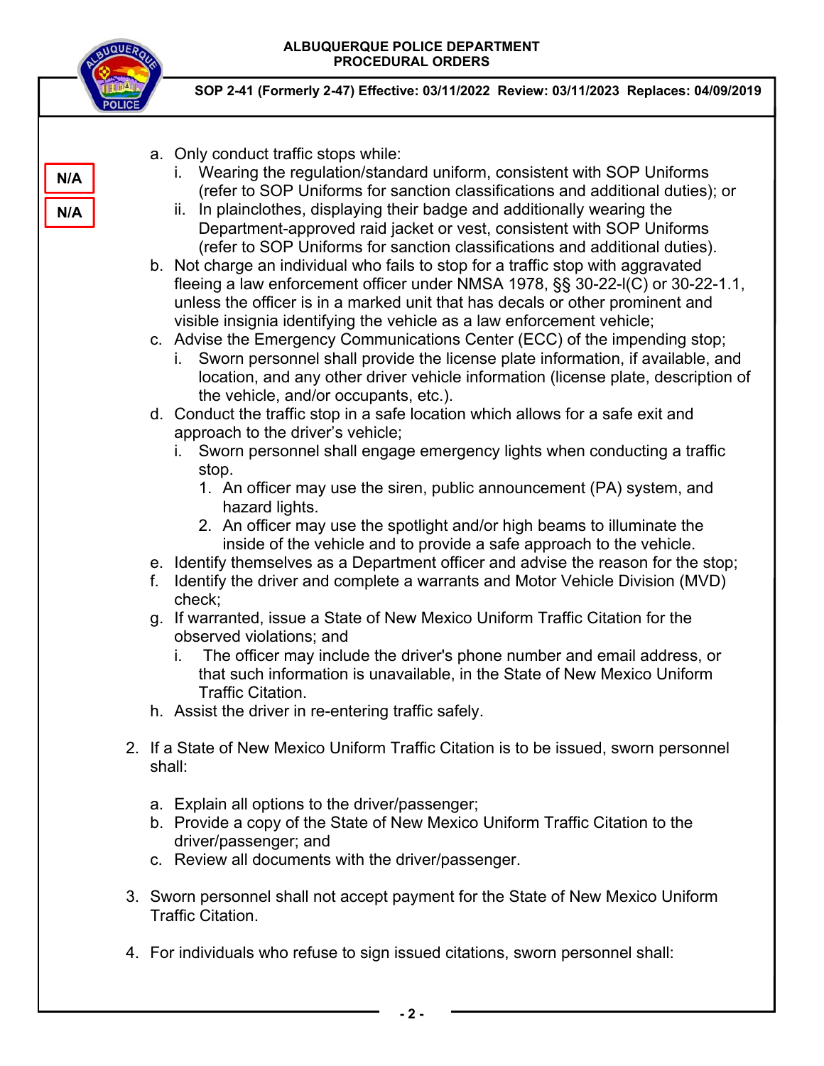N/A

N/A

a. Only conduct traffic stops while:
   i. Wearing the regulation/standard uniform, consistent with SOP Uniforms (refer to SOP Uniforms for sanction classifications and additional duties); or
   ii. In plainclothes, displaying their badge and additionally wearing the Department-approved raid jacket or vest, consistent with SOP Uniforms (refer to SOP Uniforms for sanction classifications and additional duties).

b. Not charge an individual who fails to stop for a traffic stop with aggravated fleeing a law enforcement officer under NMSA 1978, §§ 30-22-l(C) or 30-22-1.1, unless the officer is in a marked unit that has decals or other prominent and visible insignia identifying the vehicle as a law enforcement vehicle;

c. Advise the Emergency Communications Center (ECC) of the impending stop;
   i. Sworn personnel shall provide the license plate information, if available, and location, and any other driver vehicle information (license plate, description of the vehicle, and/or occupants, etc.).

d. Conduct the traffic stop in a safe location which allows for a safe exit and approach to the driver's vehicle;
   i. Sworn personnel shall engage emergency lights when conducting a traffic stop.
      1. An officer may use the siren, public announcement (PA) system, and hazard lights.
      2. An officer may use the spotlight and/or high beams to illuminate the inside of the vehicle and to provide a safe approach to the vehicle.

e. Identify themselves as a Department officer and advise the reason for the stop;

f. Identify the driver and complete a warrants and Motor Vehicle Division (MVD) check;

g. If warranted, issue a State of New Mexico Uniform Traffic Citation for the observed violations; and
   i. The officer may include the driver's phone number and email address, or that such information is unavailable, in the State of New Mexico Uniform Traffic Citation.

h. Assist the driver in re-entering traffic safely.

2. If a State of New Mexico Uniform Traffic Citation is to be issued, sworn personnel shall:

   a. Explain all options to the driver/passenger;
   b. Provide a copy of the State of New Mexico Uniform Traffic Citation to the driver/passenger; and
   c. Review all documents with the driver/passenger.

3. Sworn personnel shall not accept payment for the State of New Mexico Uniform Traffic Citation.

4. For individuals who refuse to sign issued citations, sworn personnel shall: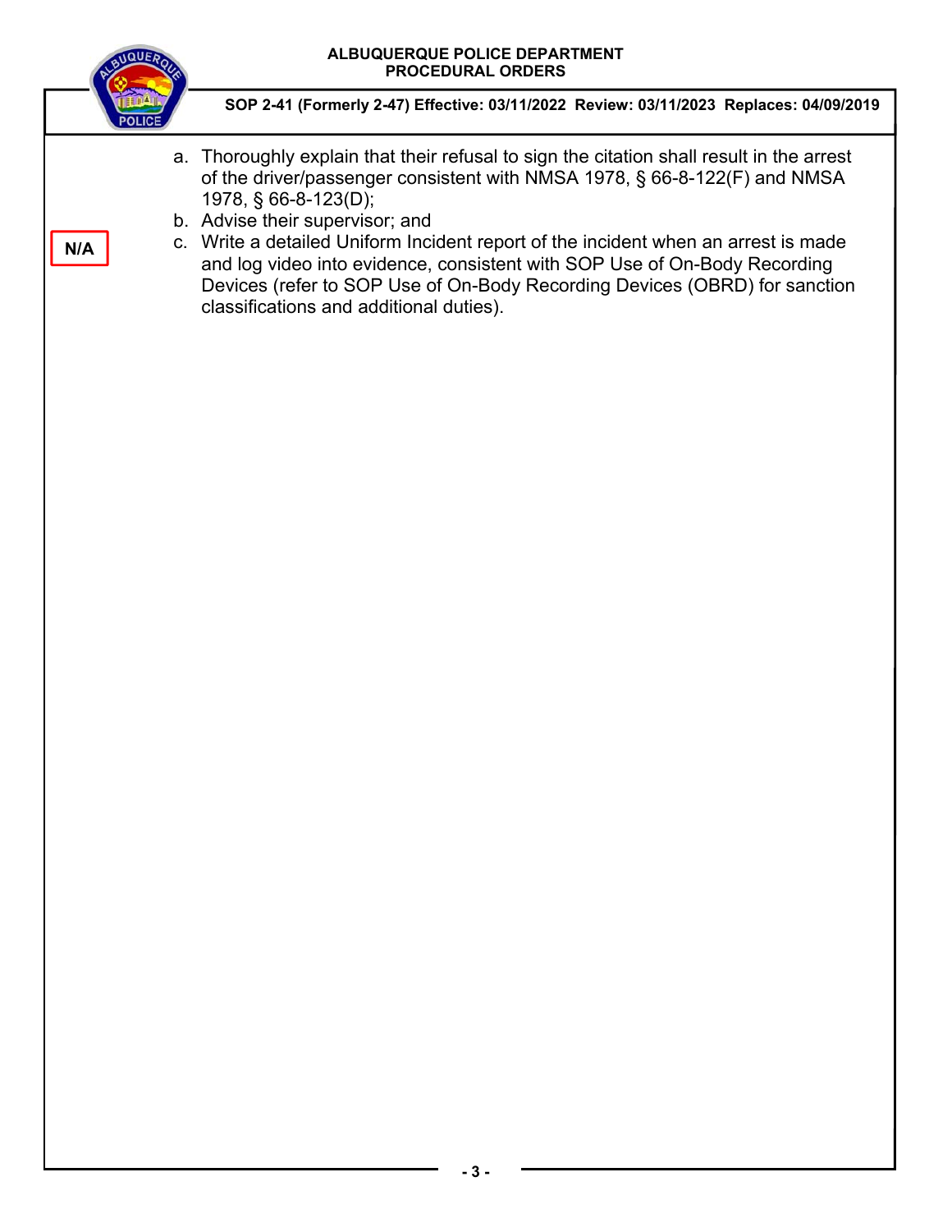a. Thoroughly explain that their refusal to sign the citation shall result in the arrest of the driver/passenger consistent with NMSA 1978, § 66-8-122(F) and NMSA 1978, § 66-8-123(D);

b. Advise their supervisor; and

N/A

c. Write a detailed Uniform Incident report of the incident when an arrest is made and log video into evidence, consistent with SOP Use of On-Body Recording Devices (refer to SOP Use of On-Body Recording Devices (OBRD) for sanction classifications and additional duties).